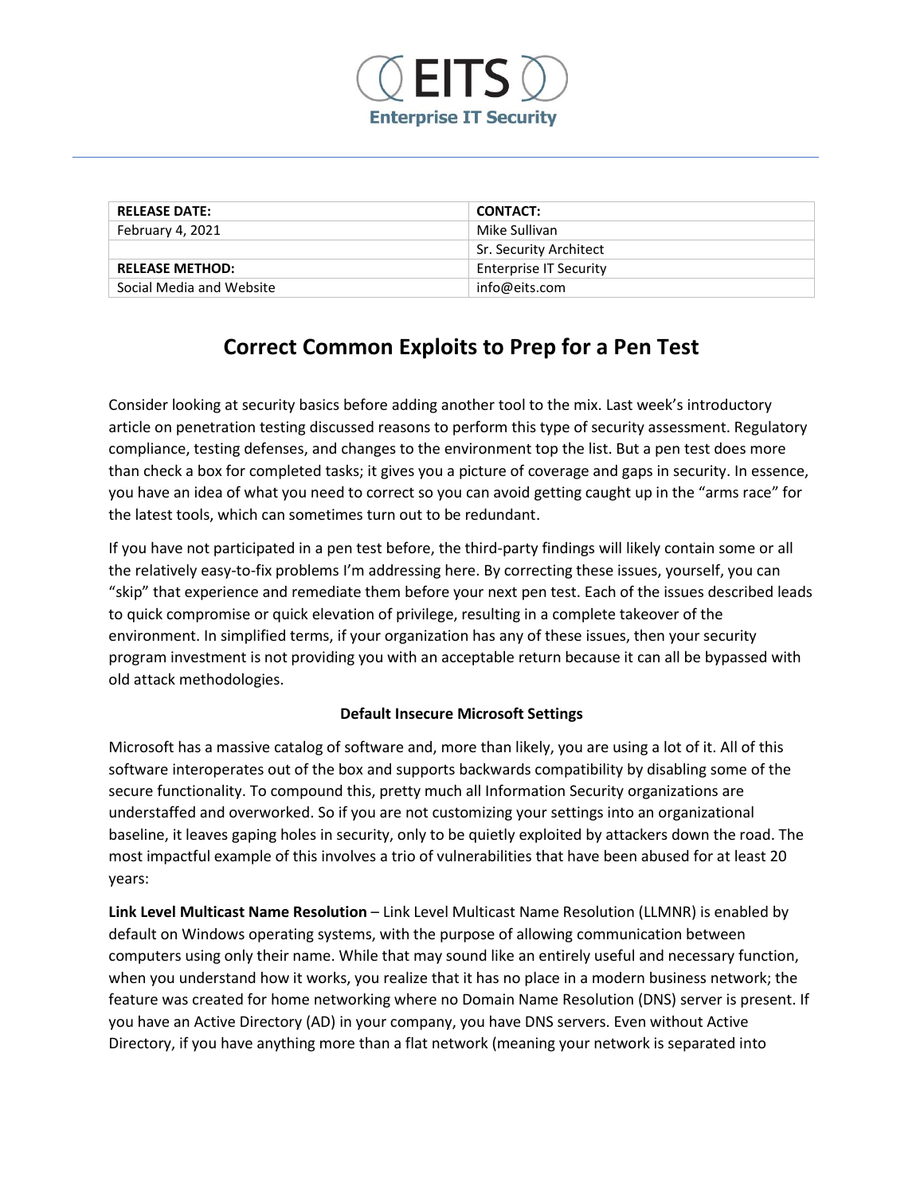# EITS

**Enterprise IT Security**

| RELEASE DATE: | CONTACT: |
| --- | --- |
| February 4, 2021 | Mike Sullivan |
| | Sr. Security Architect |
| **RELEASE METHOD:** | Enterprise IT Security |
| Social Media and Website | info@eits.com |

## Correct Common Exploits to Prep for a Pen Test

Consider looking at security basics before adding another tool to the mix. Last week's introductory article on penetration testing discussed reasons to perform this type of security assessment. Regulatory compliance, testing defenses, and changes to the environment top the list. But a pen test does more than check a box for completed tasks; it gives you a picture of coverage and gaps in security. In essence, you have an idea of what you need to correct so you can avoid getting caught up in the "arms race" for the latest tools, which can sometimes turn out to be redundant.

If you have not participated in a pen test before, the third-party findings will likely contain some or all the relatively easy-to-fix problems I'm addressing here. By correcting these issues, yourself, you can "skip" that experience and remediate them before your next pen test. Each of the issues described leads to quick compromise or quick elevation of privilege, resulting in a complete takeover of the environment. In simplified terms, if your organization has any of these issues, then your security program investment is not providing you with an acceptable return because it can all be bypassed with old attack methodologies.

### Default Insecure Microsoft Settings

Microsoft has a massive catalog of software and, more than likely, you are using a lot of it. All of this software interoperates out of the box and supports backwards compatibility by disabling some of the secure functionality. To compound this, pretty much all Information Security organizations are understaffed and overworked. So if you are not customizing your settings into an organizational baseline, it leaves gaping holes in security, only to be quietly exploited by attackers down the road. The most impactful example of this involves a trio of vulnerabilities that have been abused for at least 20 years:

**Link Level Multicast Name Resolution** – Link Level Multicast Name Resolution (LLMNR) is enabled by default on Windows operating systems, with the purpose of allowing communication between computers using only their name. While that may sound like an entirely useful and necessary function, when you understand how it works, you realize that it has no place in a modern business network; the feature was created for home networking where no Domain Name Resolution (DNS) server is present. If you have an Active Directory (AD) in your company, you have DNS servers. Even without Active Directory, if you have anything more than a flat network (meaning your network is separated into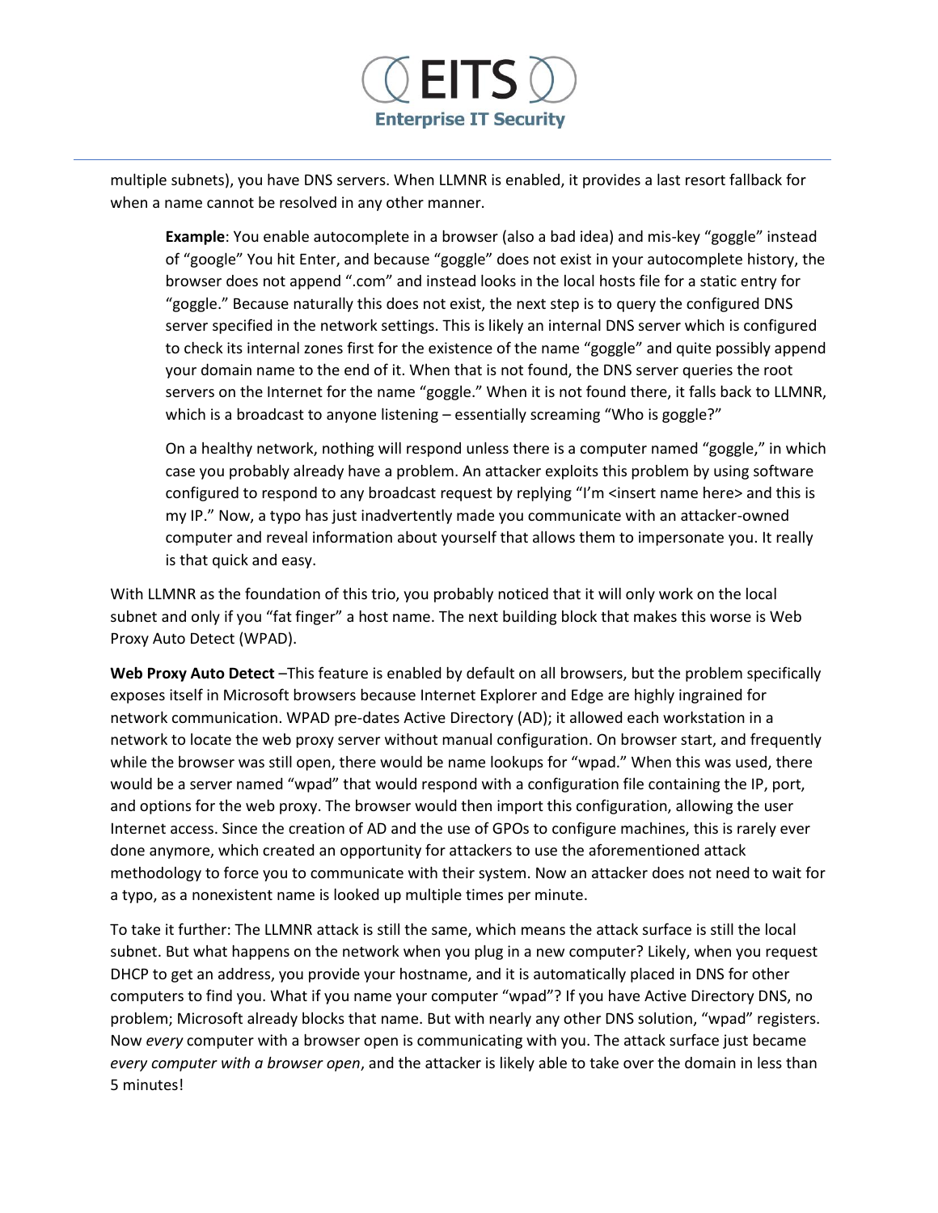multiple subnets), you have DNS servers. When LLMNR is enabled, it provides a last resort fallback for when a name cannot be resolved in any other manner.

> **Example**: You enable autocomplete in a browser (also a bad idea) and mis-key “goggle” instead of “google” You hit Enter, and because “goggle” does not exist in your autocomplete history, the browser does not append “.com” and instead looks in the local hosts file for a static entry for “goggle.” Because naturally this does not exist, the next step is to query the configured DNS server specified in the network settings. This is likely an internal DNS server which is configured to check its internal zones first for the existence of the name “goggle” and quite possibly append your domain name to the end of it. When that is not found, the DNS server queries the root servers on the Internet for the name “goggle.” When it is not found there, it falls back to LLMNR, which is a broadcast to anyone listening – essentially screaming “Who is goggle?”
>
> On a healthy network, nothing will respond unless there is a computer named “goggle,” in which case you probably already have a problem. An attacker exploits this problem by using software configured to respond to any broadcast request by replying “I’m <insert name here> and this is my IP.” Now, a typo has just inadvertently made you communicate with an attacker-owned computer and reveal information about yourself that allows them to impersonate you. It really is that quick and easy.

With LLMNR as the foundation of this trio, you probably noticed that it will only work on the local subnet and only if you “fat finger” a host name. The next building block that makes this worse is Web Proxy Auto Detect (WPAD).

**Web Proxy Auto Detect** –This feature is enabled by default on all browsers, but the problem specifically exposes itself in Microsoft browsers because Internet Explorer and Edge are highly ingrained for network communication. WPAD pre-dates Active Directory (AD); it allowed each workstation in a network to locate the web proxy server without manual configuration. On browser start, and frequently while the browser was still open, there would be name lookups for “wpad.” When this was used, there would be a server named “wpad” that would respond with a configuration file containing the IP, port, and options for the web proxy. The browser would then import this configuration, allowing the user Internet access. Since the creation of AD and the use of GPOs to configure machines, this is rarely ever done anymore, which created an opportunity for attackers to use the aforementioned attack methodology to force you to communicate with their system. Now an attacker does not need to wait for a typo, as a nonexistent name is looked up multiple times per minute.

To take it further: The LLMNR attack is still the same, which means the attack surface is still the local subnet. But what happens on the network when you plug in a new computer? Likely, when you request DHCP to get an address, you provide your hostname, and it is automatically placed in DNS for other computers to find you. What if you name your computer “wpad”? If you have Active Directory DNS, no problem; Microsoft already blocks that name. But with nearly any other DNS solution, “wpad” registers. Now *every* computer with a browser open is communicating with you. The attack surface just became *every computer with a browser open*, and the attacker is likely able to take over the domain in less than 5 minutes!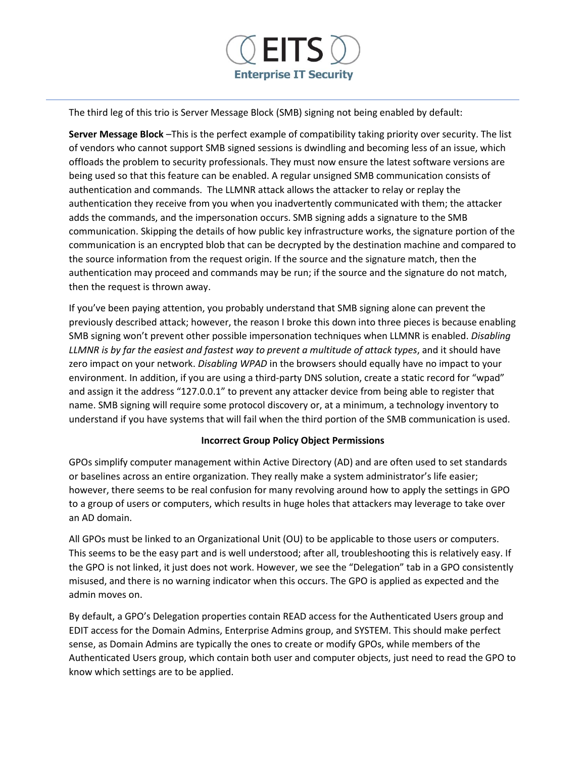The third leg of this trio is Server Message Block (SMB) signing not being enabled by default:

**Server Message Block** –This is the perfect example of compatibility taking priority over security. The list of vendors who cannot support SMB signed sessions is dwindling and becoming less of an issue, which offloads the problem to security professionals. They must now ensure the latest software versions are being used so that this feature can be enabled. A regular unsigned SMB communication consists of authentication and commands. The LLMNR attack allows the attacker to relay or replay the authentication they receive from you when you inadvertently communicated with them; the attacker adds the commands, and the impersonation occurs. SMB signing adds a signature to the SMB communication. Skipping the details of how public key infrastructure works, the signature portion of the communication is an encrypted blob that can be decrypted by the destination machine and compared to the source information from the request origin. If the source and the signature match, then the authentication may proceed and commands may be run; if the source and the signature do not match, then the request is thrown away.

If you've been paying attention, you probably understand that SMB signing alone can prevent the previously described attack; however, the reason I broke this down into three pieces is because enabling SMB signing won't prevent other possible impersonation techniques when LLMNR is enabled. *Disabling LLMNR is by far the easiest and fastest way to prevent a multitude of attack types*, and it should have zero impact on your network. *Disabling WPAD* in the browsers should equally have no impact to your environment. In addition, if you are using a third-party DNS solution, create a static record for "wpad" and assign it the address "127.0.0.1" to prevent any attacker device from being able to register that name. SMB signing will require some protocol discovery or, at a minimum, a technology inventory to understand if you have systems that will fail when the third portion of the SMB communication is used.

### Incorrect Group Policy Object Permissions

GPOs simplify computer management within Active Directory (AD) and are often used to set standards or baselines across an entire organization. They really make a system administrator's life easier; however, there seems to be real confusion for many revolving around how to apply the settings in GPO to a group of users or computers, which results in huge holes that attackers may leverage to take over an AD domain.

All GPOs must be linked to an Organizational Unit (OU) to be applicable to those users or computers. This seems to be the easy part and is well understood; after all, troubleshooting this is relatively easy. If the GPO is not linked, it just does not work. However, we see the "Delegation" tab in a GPO consistently misused, and there is no warning indicator when this occurs. The GPO is applied as expected and the admin moves on.

By default, a GPO's Delegation properties contain READ access for the Authenticated Users group and EDIT access for the Domain Admins, Enterprise Admins group, and SYSTEM. This should make perfect sense, as Domain Admins are typically the ones to create or modify GPOs, while members of the Authenticated Users group, which contain both user and computer objects, just need to read the GPO to know which settings are to be applied.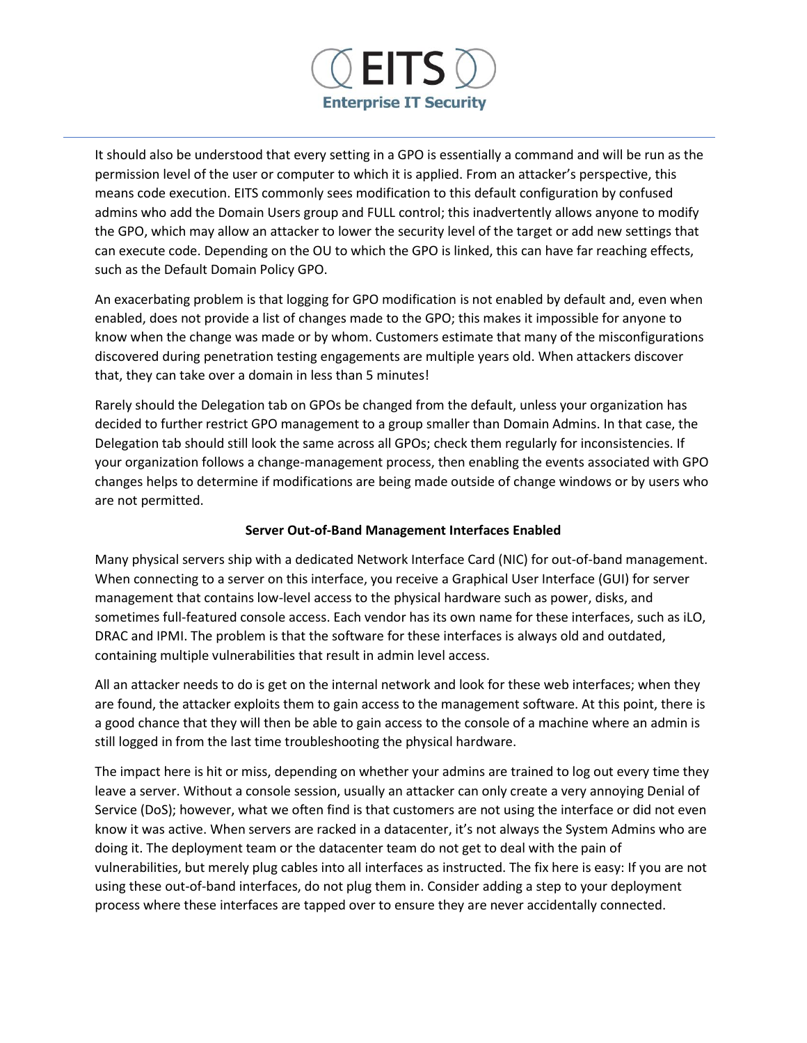It should also be understood that every setting in a GPO is essentially a command and will be run as the permission level of the user or computer to which it is applied. From an attacker's perspective, this means code execution. EITS commonly sees modification to this default configuration by confused admins who add the Domain Users group and FULL control; this inadvertently allows anyone to modify the GPO, which may allow an attacker to lower the security level of the target or add new settings that can execute code. Depending on the OU to which the GPO is linked, this can have far reaching effects, such as the Default Domain Policy GPO.

An exacerbating problem is that logging for GPO modification is not enabled by default and, even when enabled, does not provide a list of changes made to the GPO; this makes it impossible for anyone to know when the change was made or by whom. Customers estimate that many of the misconfigurations discovered during penetration testing engagements are multiple years old. When attackers discover that, they can take over a domain in less than 5 minutes!

Rarely should the Delegation tab on GPOs be changed from the default, unless your organization has decided to further restrict GPO management to a group smaller than Domain Admins. In that case, the Delegation tab should still look the same across all GPOs; check them regularly for inconsistencies. If your organization follows a change-management process, then enabling the events associated with GPO changes helps to determine if modifications are being made outside of change windows or by users who are not permitted.

## Server Out-of-Band Management Interfaces Enabled

Many physical servers ship with a dedicated Network Interface Card (NIC) for out-of-band management. When connecting to a server on this interface, you receive a Graphical User Interface (GUI) for server management that contains low-level access to the physical hardware such as power, disks, and sometimes full-featured console access. Each vendor has its own name for these interfaces, such as iLO, DRAC and IPMI. The problem is that the software for these interfaces is always old and outdated, containing multiple vulnerabilities that result in admin level access.

All an attacker needs to do is get on the internal network and look for these web interfaces; when they are found, the attacker exploits them to gain access to the management software. At this point, there is a good chance that they will then be able to gain access to the console of a machine where an admin is still logged in from the last time troubleshooting the physical hardware.

The impact here is hit or miss, depending on whether your admins are trained to log out every time they leave a server. Without a console session, usually an attacker can only create a very annoying Denial of Service (DoS); however, what we often find is that customers are not using the interface or did not even know it was active. When servers are racked in a datacenter, it's not always the System Admins who are doing it. The deployment team or the datacenter team do not get to deal with the pain of vulnerabilities, but merely plug cables into all interfaces as instructed. The fix here is easy: If you are not using these out-of-band interfaces, do not plug them in. Consider adding a step to your deployment process where these interfaces are tapped over to ensure they are never accidentally connected.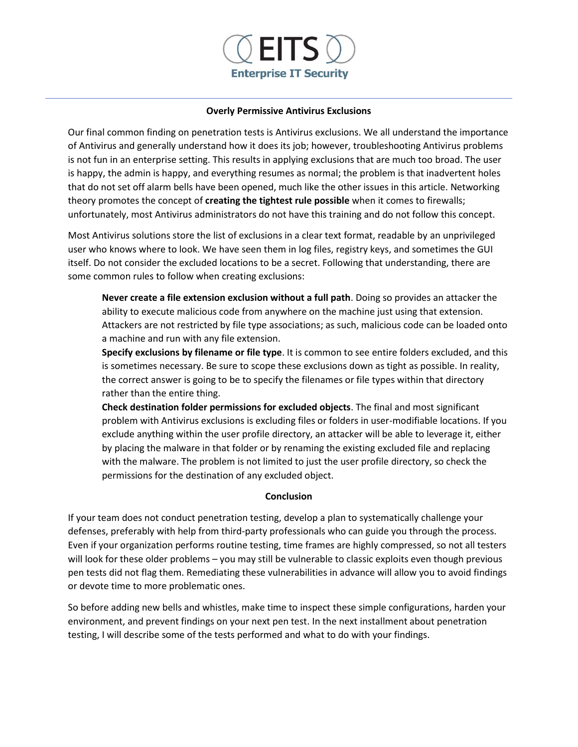### Overly Permissive Antivirus Exclusions

Our final common finding on penetration tests is Antivirus exclusions. We all understand the importance of Antivirus and generally understand how it does its job; however, troubleshooting Antivirus problems is not fun in an enterprise setting. This results in applying exclusions that are much too broad. The user is happy, the admin is happy, and everything resumes as normal; the problem is that inadvertent holes that do not set off alarm bells have been opened, much like the other issues in this article. Networking theory promotes the concept of **creating the tightest rule possible** when it comes to firewalls; unfortunately, most Antivirus administrators do not have this training and do not follow this concept.

Most Antivirus solutions store the list of exclusions in a clear text format, readable by an unprivileged user who knows where to look. We have seen them in log files, registry keys, and sometimes the GUI itself. Do not consider the excluded locations to be a secret. Following that understanding, there are some common rules to follow when creating exclusions:

- **Never create a file extension exclusion without a full path**. Doing so provides an attacker the ability to execute malicious code from anywhere on the machine just using that extension. Attackers are not restricted by file type associations; as such, malicious code can be loaded onto a machine and run with any file extension.
- **Specify exclusions by filename or file type**. It is common to see entire folders excluded, and this is sometimes necessary. Be sure to scope these exclusions down as tight as possible. In reality, the correct answer is going to be to specify the filenames or file types within that directory rather than the entire thing.
- **Check destination folder permissions for excluded objects**. The final and most significant problem with Antivirus exclusions is excluding files or folders in user-modifiable locations. If you exclude anything within the user profile directory, an attacker will be able to leverage it, either by placing the malware in that folder or by renaming the existing excluded file and replacing with the malware. The problem is not limited to just the user profile directory, so check the permissions for the destination of any excluded object.

### Conclusion

If your team does not conduct penetration testing, develop a plan to systematically challenge your defenses, preferably with help from third-party professionals who can guide you through the process. Even if your organization performs routine testing, time frames are highly compressed, so not all testers will look for these older problems – you may still be vulnerable to classic exploits even though previous pen tests did not flag them. Remediating these vulnerabilities in advance will allow you to avoid findings or devote time to more problematic ones.

So before adding new bells and whistles, make time to inspect these simple configurations, harden your environment, and prevent findings on your next pen test. In the next installment about penetration testing, I will describe some of the tests performed and what to do with your findings.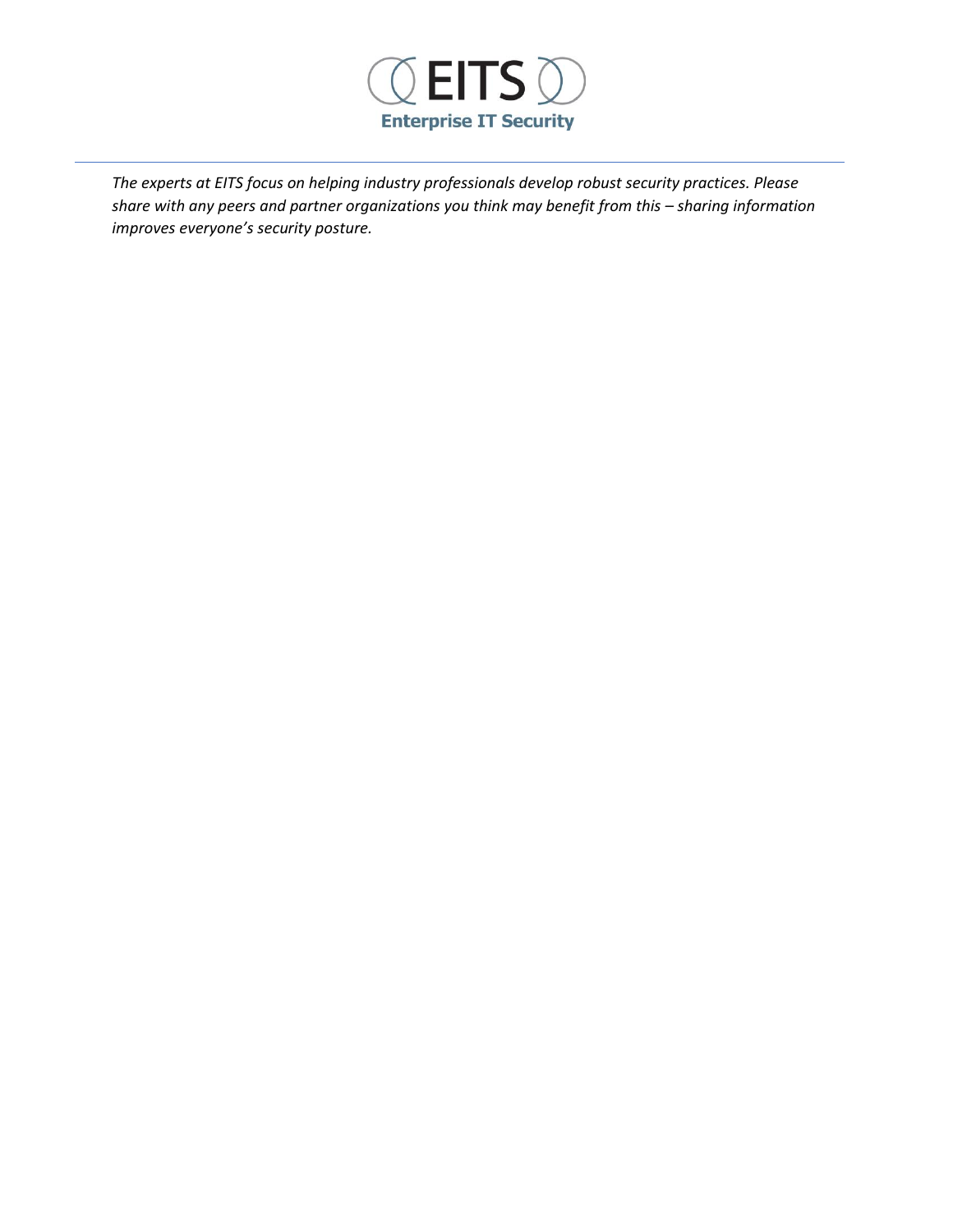# EITS

**Enterprise IT Security**

---

*The experts at EITS focus on helping industry professionals develop robust security practices. Please share with any peers and partner organizations you think may benefit from this – sharing information improves everyone's security posture.*